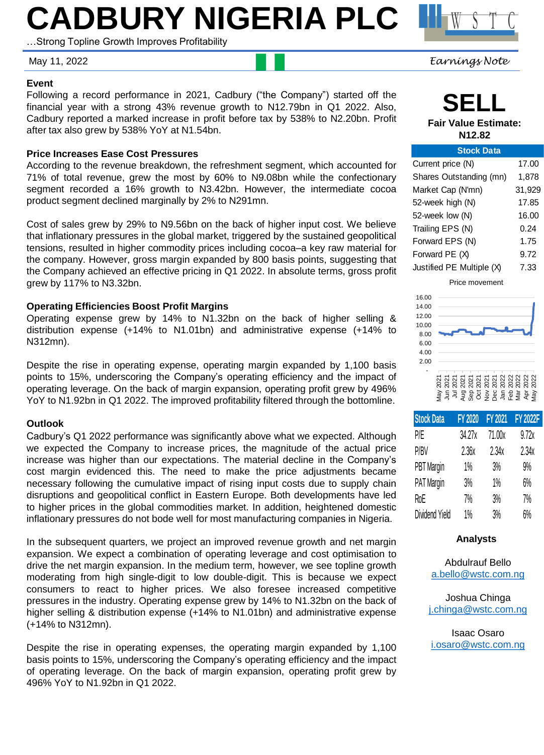# CADBURY NIGERIA PLC

…Strong Topline Growth Improves Profitability

May 11, 2022

*Earnings Note*

### Event

Following a record performance in 2021, Cadbury ("the Company") started off the financial year with a strong 43% revenue growth to N12.79bn in Q1 2022. Also, Cadbury reported a marked increase in profit before tax by 538% to N2.20bn. Profit after tax also grew by 538% YoY at N1.54bn.

### Price Increases Ease Cost Pressures

According to the revenue breakdown, the refreshment segment, which accounted for 71% of total revenue, grew the most by 60% to N9.08bn while the confectionary segment recorded a 16% growth to N3.42bn. However, the intermediate cocoa product segment declined marginally by 2% to N291mn.

Cost of sales grew by 29% to N9.56bn on the back of higher input cost. We believe that inflationary pressures in the global market, triggered by the sustained geopolitical tensions, resulted in higher commodity prices including cocoa–a key raw material for the company. However, gross margin expanded by 800 basis points, suggesting that the Company achieved an effective pricing in Q1 2022. In absolute terms, gross profit grew by 117% to N3.32bn.

### Operating Efficiencies Boost Profit Margins

Operating expense grew by 14% to N1.32bn on the back of higher selling & distribution expense (+14% to N1.01bn) and administrative expense (+14% to N312mn).

Despite the rise in operating expense, operating margin expanded by 1,100 basis points to 15%, underscoring the Company's operating efficiency and the impact of operating leverage. On the back of margin expansion, operating profit grew by 496% YoY to N1.92bn in Q1 2022. The improved profitability filtered through the bottomline.

### Outlook

Cadbury's Q1 2022 performance was significantly above what we expected. Although we expected the Company to increase prices, the magnitude of the actual price increase was higher than our expectations. The material decline in the Company's cost margin evidenced this. The need to make the price adjustments became necessary following the cumulative impact of rising input costs due to supply chain disruptions and geopolitical conflict in Eastern Europe. Both developments have led to higher prices in the global commodities market. In addition, heightened domestic inflationary pressures do not bode well for most manufacturing companies in Nigeria.

In the subsequent quarters, we project an improved revenue growth and net margin expansion. We expect a combination of operating leverage and cost optimisation to drive the net margin expansion. In the medium term, however, we see topline growth moderating from high single-digit to low double-digit. This is because we expect consumers to react to higher prices. We also foresee increased competitive pressures in the industry. Operating expense grew by 14% to N1.32bn on the back of higher selling & distribution expense (+14% to N1.01bn) and administrative expense (+14% to N312mn).

Despite the rise in operating expenses, the operating margin expanded by 1,100 basis points to 15%, underscoring the Company's operating efficiency and the impact of operating leverage. On the back of margin expansion, operating profit grew by 496% YoY to N1.92bn in Q1 2022.

## SELL

**Fair Value Estimate: N12.82**

| Stock Data | |
|---|---|
| Current price (N) | 17.00 |
| Shares Outstanding (mn) | 1,878 |
| Market Cap (N'mn) | 31,929 |
| 52-week high (N) | 17.85 |
| 52-week low (N) | 16.00 |
| Trailing EPS (N) | 0.24 |
| Forward EPS (N) | 1.75 |
| Forward PE (X) | 9.72 |
| Justified PE Multiple (X) | 7.33 |

Price movement

| Stock Data | FY 2020 | FY 2021 | FY 2022F |
|---|---|---|---|
| P/E | 34.27x | 71.00x | 9.72x |
| P/BV | 2.36x | 2.34x | 2.34x |
| PBT Margin | 1% | 3% | 9% |
| PAT Margin | 3% | 1% | 6% |
| RoE | 7% | 3% | 7% |
| Dividend Yield | 1% | 3% | 6% |

**Analysts**

Abdulrauf Bello
a.bello@wstc.com.ng

Joshua Chinga
j.chinga@wstc.com.ng

Isaac Osaro
i.osaro@wstc.com.ng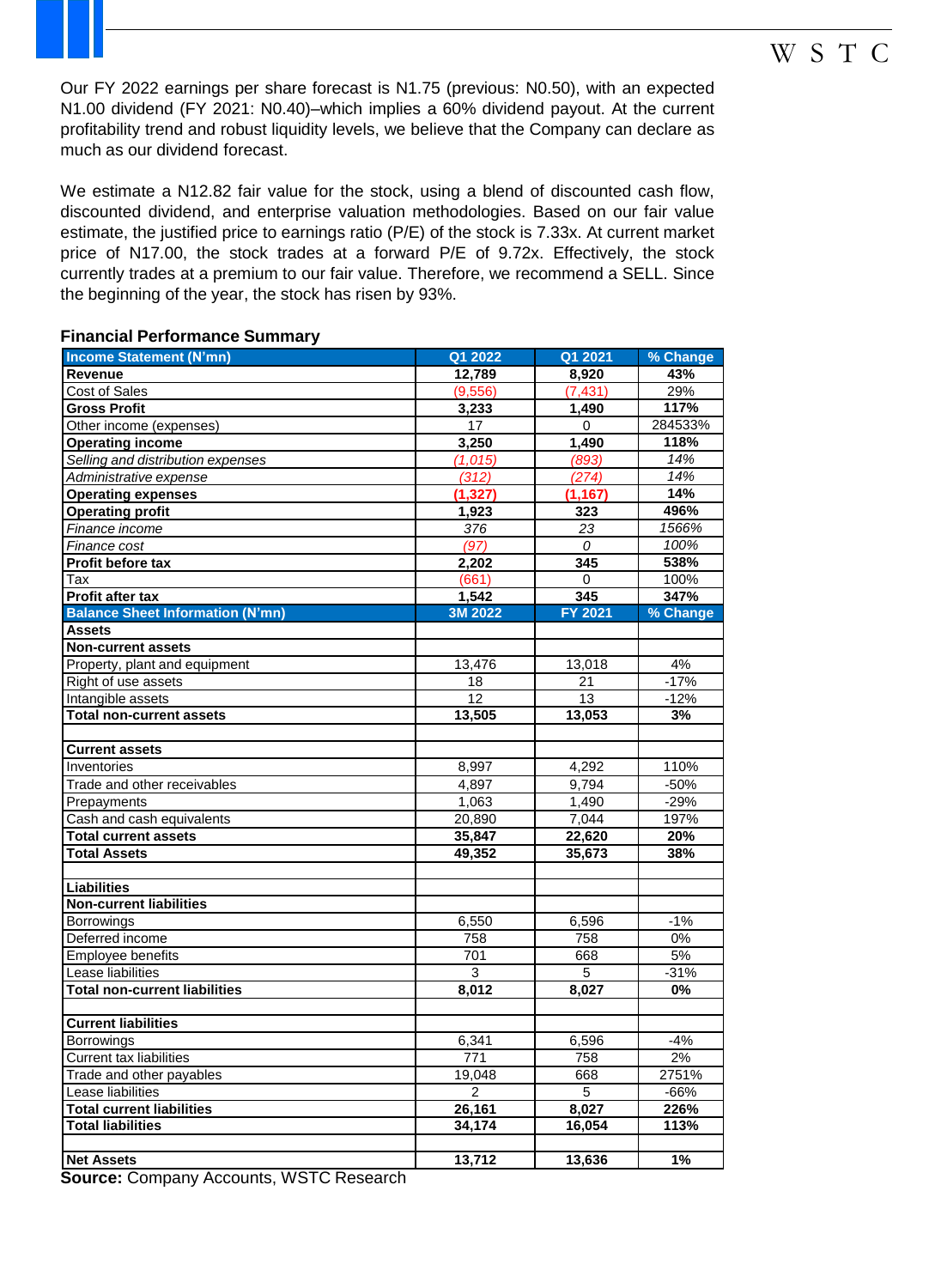Our FY 2022 earnings per share forecast is N1.75 (previous: N0.50), with an expected N1.00 dividend (FY 2021: N0.40)–which implies a 60% dividend payout. At the current profitability trend and robust liquidity levels, we believe that the Company can declare as much as our dividend forecast.

We estimate a N12.82 fair value for the stock, using a blend of discounted cash flow, discounted dividend, and enterprise valuation methodologies. Based on our fair value estimate, the justified price to earnings ratio (P/E) of the stock is 7.33x. At current market price of N17.00, the stock trades at a forward P/E of 9.72x. Effectively, the stock currently trades at a premium to our fair value. Therefore, we recommend a SELL. Since the beginning of the year, the stock has risen by 93%.

**Financial Performance Summary**

| Income Statement (N'mn) | Q1 2022 | Q1 2021 | % Change |
|---|---|---|---|
| **Revenue** | **12,789** | **8,920** | **43%** |
| Cost of Sales | (9,556) | (7,431) | 29% |
| **Gross Profit** | **3,233** | **1,490** | **117%** |
| Other income (expenses) | 17 | 0 | 284533% |
| **Operating income** | **3,250** | **1,490** | **118%** |
| *Selling and distribution expenses* | *(1,015)* | *(893)* | *14%* |
| *Administrative expense* | *(312)* | *(274)* | *14%* |
| **Operating expenses** | **(1,327)** | **(1,167)** | **14%** |
| **Operating profit** | **1,923** | **323** | **496%** |
| *Finance income* | *376* | *23* | *1566%* |
| *Finance cost* | *(97)* | *0* | *100%* |
| **Profit before tax** | **2,202** | **345** | **538%** |
| Tax | (661) | 0 | 100% |
| **Profit after tax** | **1,542** | **345** | **347%** |
| **Balance Sheet Information (N'mn)** | **3M 2022** | **FY 2021** | **% Change** |
| **Assets** | | | |
| **Non-current assets** | | | |
| Property, plant and equipment | 13,476 | 13,018 | 4% |
| Right of use assets | 18 | 21 | -17% |
| Intangible assets | 12 | 13 | -12% |
| **Total non-current assets** | **13,505** | **13,053** | **3%** |
| | | | |
| **Current assets** | | | |
| Inventories | 8,997 | 4,292 | 110% |
| Trade and other receivables | 4,897 | 9,794 | -50% |
| Prepayments | 1,063 | 1,490 | -29% |
| Cash and cash equivalents | 20,890 | 7,044 | 197% |
| **Total current assets** | **35,847** | **22,620** | **20%** |
| **Total Assets** | **49,352** | **35,673** | **38%** |
| | | | |
| **Liabilities** | | | |
| **Non-current liabilities** | | | |
| Borrowings | 6,550 | 6,596 | -1% |
| Deferred income | 758 | 758 | 0% |
| Employee benefits | 701 | 668 | 5% |
| Lease liabilities | 3 | 5 | -31% |
| **Total non-current liabilities** | **8,012** | **8,027** | **0%** |
| | | | |
| **Current liabilities** | | | |
| Borrowings | 6,341 | 6,596 | -4% |
| Current tax liabilities | 771 | 758 | 2% |
| Trade and other payables | 19,048 | 668 | 2751% |
| Lease liabilities | 2 | 5 | -66% |
| **Total current liabilities** | **26,161** | **8,027** | **226%** |
| **Total liabilities** | **34,174** | **16,054** | **113%** |
| | | | |
| **Net Assets** | **13,712** | **13,636** | **1%** |

**Source:** Company Accounts, WSTC Research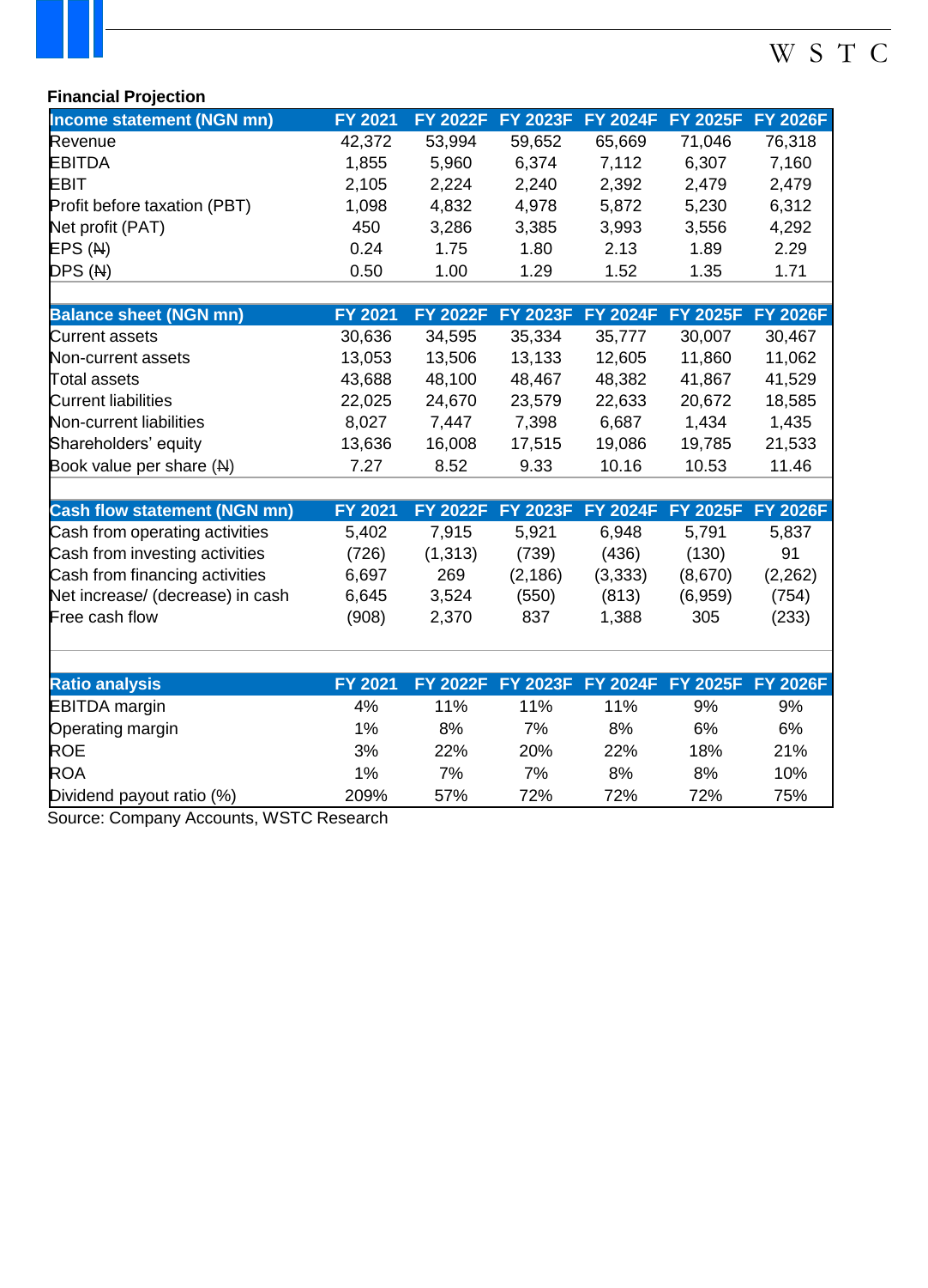**Financial Projection**

| Income statement (NGN mn) | FY 2021 | FY 2022F | FY 2023F | FY 2024F | FY 2025F | FY 2026F |
|---|---|---|---|---|---|---|
| Revenue | 42,372 | 53,994 | 59,652 | 65,669 | 71,046 | 76,318 |
| EBITDA | 1,855 | 5,960 | 6,374 | 7,112 | 6,307 | 7,160 |
| EBIT | 2,105 | 2,224 | 2,240 | 2,392 | 2,479 | 2,479 |
| Profit before taxation (PBT) | 1,098 | 4,832 | 4,978 | 5,872 | 5,230 | 6,312 |
| Net profit (PAT) | 450 | 3,286 | 3,385 | 3,993 | 3,556 | 4,292 |
| EPS (₦) | 0.24 | 1.75 | 1.80 | 2.13 | 1.89 | 2.29 |
| DPS (₦) | 0.50 | 1.00 | 1.29 | 1.52 | 1.35 | 1.71 |

| Balance sheet (NGN mn) | FY 2021 | FY 2022F | FY 2023F | FY 2024F | FY 2025F | FY 2026F |
|---|---|---|---|---|---|---|
| Current assets | 30,636 | 34,595 | 35,334 | 35,777 | 30,007 | 30,467 |
| Non-current assets | 13,053 | 13,506 | 13,133 | 12,605 | 11,860 | 11,062 |
| Total assets | 43,688 | 48,100 | 48,467 | 48,382 | 41,867 | 41,529 |
| Current liabilities | 22,025 | 24,670 | 23,579 | 22,633 | 20,672 | 18,585 |
| Non-current liabilities | 8,027 | 7,447 | 7,398 | 6,687 | 1,434 | 1,435 |
| Shareholders' equity | 13,636 | 16,008 | 17,515 | 19,086 | 19,785 | 21,533 |
| Book value per share (₦) | 7.27 | 8.52 | 9.33 | 10.16 | 10.53 | 11.46 |

| Cash flow statement (NGN mn) | FY 2021 | FY 2022F | FY 2023F | FY 2024F | FY 2025F | FY 2026F |
|---|---|---|---|---|---|---|
| Cash from operating activities | 5,402 | 7,915 | 5,921 | 6,948 | 5,791 | 5,837 |
| Cash from investing activities | (726) | (1,313) | (739) | (436) | (130) | 91 |
| Cash from financing activities | 6,697 | 269 | (2,186) | (3,333) | (8,670) | (2,262) |
| Net increase/ (decrease) in cash | 6,645 | 3,524 | (550) | (813) | (6,959) | (754) |
| Free cash flow | (908) | 2,370 | 837 | 1,388 | 305 | (233) |

| Ratio analysis | FY 2021 | FY 2022F | FY 2023F | FY 2024F | FY 2025F | FY 2026F |
|---|---|---|---|---|---|---|
| EBITDA margin | 4% | 11% | 11% | 11% | 9% | 9% |
| Operating margin | 1% | 8% | 7% | 8% | 6% | 6% |
| ROE | 3% | 22% | 20% | 22% | 18% | 21% |
| ROA | 1% | 7% | 7% | 8% | 8% | 10% |
| Dividend payout ratio (%) | 209% | 57% | 72% | 72% | 72% | 75% |

Source: Company Accounts, WSTC Research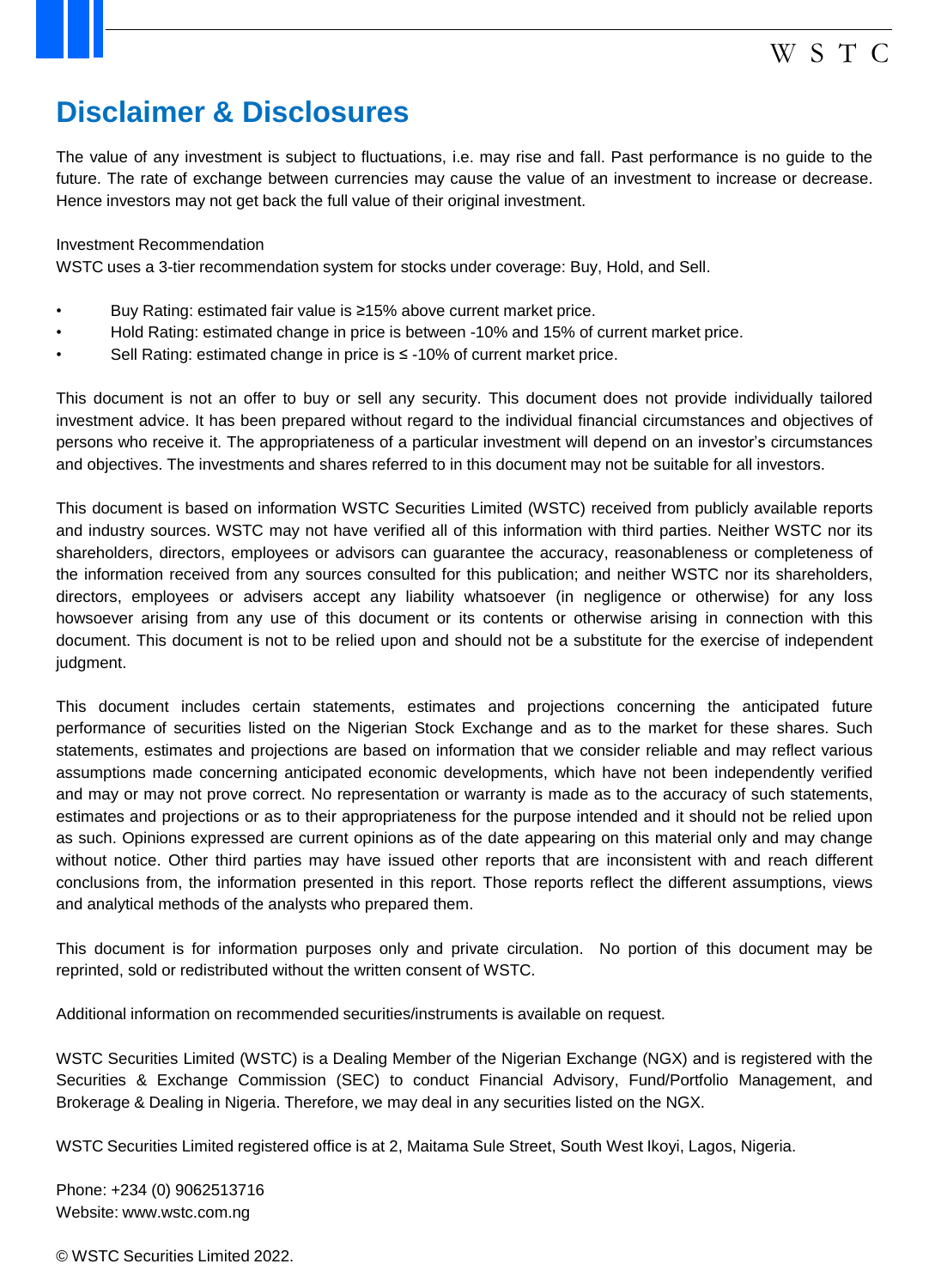# Disclaimer & Disclosures

The value of any investment is subject to fluctuations, i.e. may rise and fall. Past performance is no guide to the future. The rate of exchange between currencies may cause the value of an investment to increase or decrease. Hence investors may not get back the full value of their original investment.

Investment Recommendation
WSTC uses a 3-tier recommendation system for stocks under coverage: Buy, Hold, and Sell.

- Buy Rating: estimated fair value is ≥15% above current market price.
- Hold Rating: estimated change in price is between -10% and 15% of current market price.
- Sell Rating: estimated change in price is ≤ -10% of current market price.

This document is not an offer to buy or sell any security. This document does not provide individually tailored investment advice. It has been prepared without regard to the individual financial circumstances and objectives of persons who receive it. The appropriateness of a particular investment will depend on an investor's circumstances and objectives. The investments and shares referred to in this document may not be suitable for all investors.

This document is based on information WSTC Securities Limited (WSTC) received from publicly available reports and industry sources. WSTC may not have verified all of this information with third parties. Neither WSTC nor its shareholders, directors, employees or advisors can guarantee the accuracy, reasonableness or completeness of the information received from any sources consulted for this publication; and neither WSTC nor its shareholders, directors, employees or advisers accept any liability whatsoever (in negligence or otherwise) for any loss howsoever arising from any use of this document or its contents or otherwise arising in connection with this document. This document is not to be relied upon and should not be a substitute for the exercise of independent judgment.

This document includes certain statements, estimates and projections concerning the anticipated future performance of securities listed on the Nigerian Stock Exchange and as to the market for these shares. Such statements, estimates and projections are based on information that we consider reliable and may reflect various assumptions made concerning anticipated economic developments, which have not been independently verified and may or may not prove correct. No representation or warranty is made as to the accuracy of such statements, estimates and projections or as to their appropriateness for the purpose intended and it should not be relied upon as such. Opinions expressed are current opinions as of the date appearing on this material only and may change without notice. Other third parties may have issued other reports that are inconsistent with and reach different conclusions from, the information presented in this report. Those reports reflect the different assumptions, views and analytical methods of the analysts who prepared them.

This document is for information purposes only and private circulation. No portion of this document may be reprinted, sold or redistributed without the written consent of WSTC.

Additional information on recommended securities/instruments is available on request.

WSTC Securities Limited (WSTC) is a Dealing Member of the Nigerian Exchange (NGX) and is registered with the Securities & Exchange Commission (SEC) to conduct Financial Advisory, Fund/Portfolio Management, and Brokerage & Dealing in Nigeria. Therefore, we may deal in any securities listed on the NGX.

WSTC Securities Limited registered office is at 2, Maitama Sule Street, South West Ikoyi, Lagos, Nigeria.

Phone: +234 (0) 9062513716
Website: www.wstc.com.ng

© WSTC Securities Limited 2022.